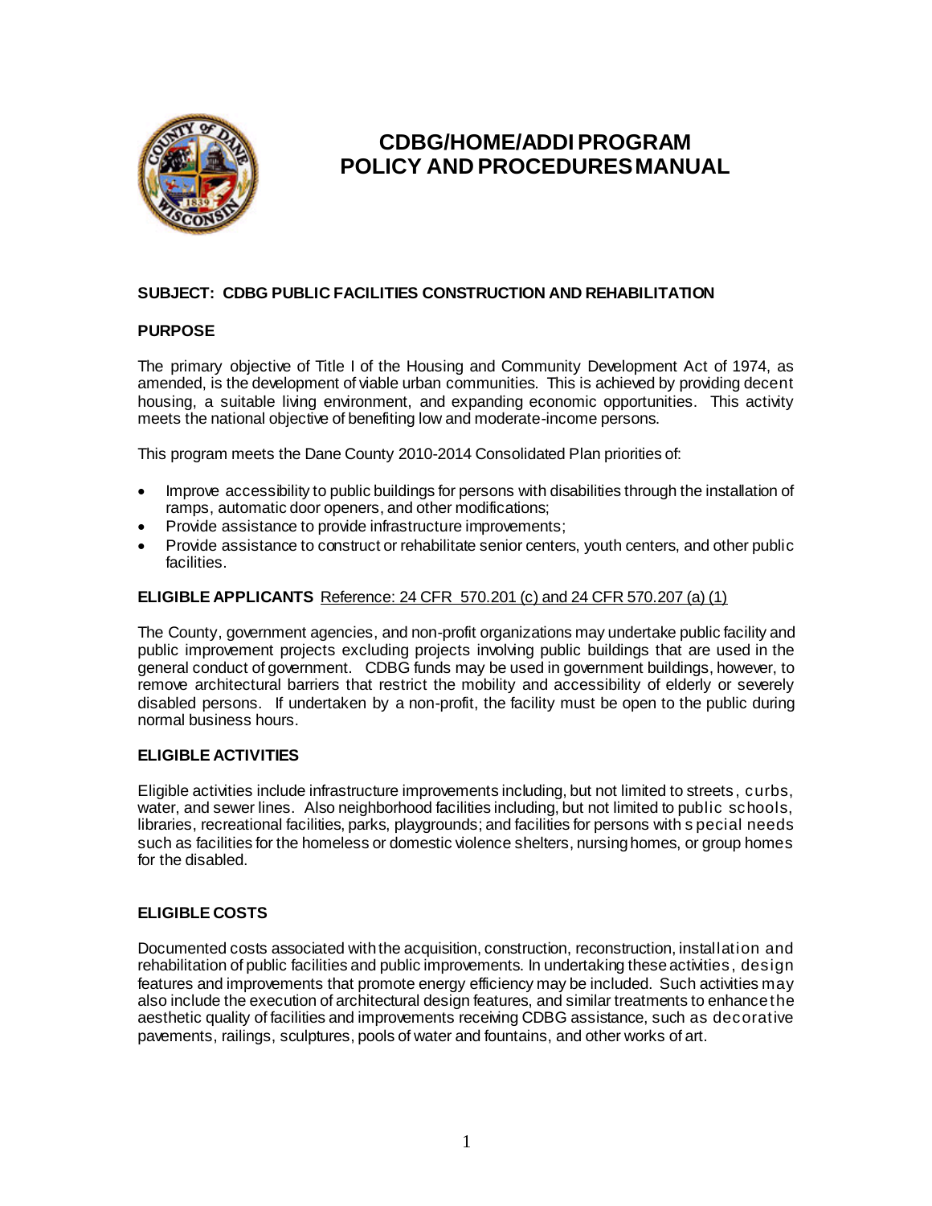# CDBG/HOME/ADDI PROGRAM POLICY AND PROCEDURES MANUAL

## SUBJECT: CDBG PUBLIC FACILITIES CONSTRUCTION AND REHABILITATION

### PURPOSE

The primary objective of Title I of the Housing and Community Development Act of 1974, as amended, is the development of viable urban communities. This is achieved by providing decent housing, a suitable living environment, and expanding economic opportunities. This activity meets the national objective of benefiting low and moderate-income persons.

This program meets the Dane County 2010-2014 Consolidated Plan priorities of:

- Improve accessibility to public buildings for persons with disabilities through the installation of ramps, automatic door openers, and other modifications;
- Provide assistance to provide infrastructure improvements;
- Provide assistance to construct or rehabilitate senior centers, youth centers, and other public facilities.

### ELIGIBLE APPLICANTS Reference: 24 CFR 570.201 (c) and 24 CFR 570.207 (a) (1)

The County, government agencies, and non-profit organizations may undertake public facility and public improvement projects excluding projects involving public buildings that are used in the general conduct of government. CDBG funds may be used in government buildings, however, to remove architectural barriers that restrict the mobility and accessibility of elderly or severely disabled persons. If undertaken by a non-profit, the facility must be open to the public during normal business hours.

### ELIGIBLE ACTIVITIES

Eligible activities include infrastructure improvements including, but not limited to streets, curbs, water, and sewer lines. Also neighborhood facilities including, but not limited to public schools, libraries, recreational facilities, parks, playgrounds; and facilities for persons with special needs such as facilities for the homeless or domestic violence shelters, nursing homes, or group homes for the disabled.

### ELIGIBLE COSTS

Documented costs associated with the acquisition, construction, reconstruction, installation and rehabilitation of public facilities and public improvements. In undertaking these activities, design features and improvements that promote energy efficiency may be included. Such activities may also include the execution of architectural design features, and similar treatments to enhance the aesthetic quality of facilities and improvements receiving CDBG assistance, such as decorative pavements, railings, sculptures, pools of water and fountains, and other works of art.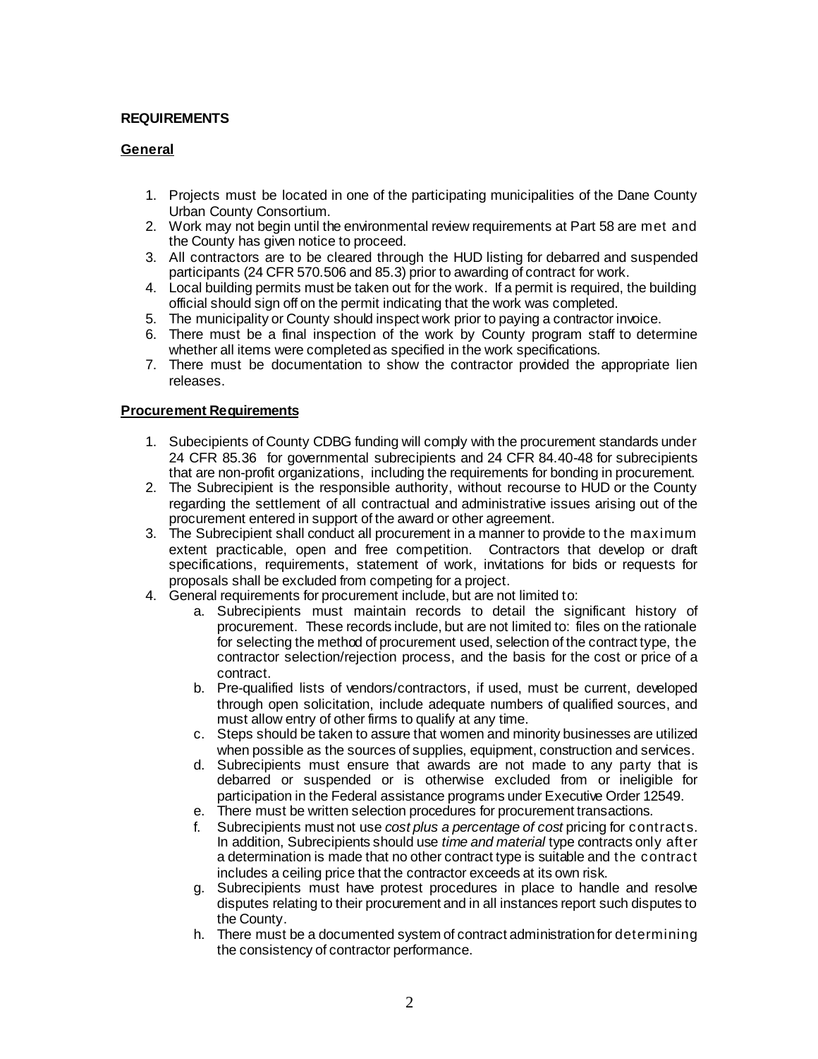**REQUIREMENTS**

**General**

1. Projects must be located in one of the participating municipalities of the Dane County Urban County Consortium.
2. Work may not begin until the environmental review requirements at Part 58 are met and the County has given notice to proceed.
3. All contractors are to be cleared through the HUD listing for debarred and suspended participants (24 CFR 570.506 and 85.3) prior to awarding of contract for work.
4. Local building permits must be taken out for the work. If a permit is required, the building official should sign off on the permit indicating that the work was completed.
5. The municipality or County should inspect work prior to paying a contractor invoice.
6. There must be a final inspection of the work by County program staff to determine whether all items were completed as specified in the work specifications.
7. There must be documentation to show the contractor provided the appropriate lien releases.

**Procurement Requirements**

1. Subecipients of County CDBG funding will comply with the procurement standards under 24 CFR 85.36 for governmental subrecipients and 24 CFR 84.40-48 for subrecipients that are non-profit organizations, including the requirements for bonding in procurement.
2. The Subrecipient is the responsible authority, without recourse to HUD or the County regarding the settlement of all contractual and administrative issues arising out of the procurement entered in support of the award or other agreement.
3. The Subrecipient shall conduct all procurement in a manner to provide to the maximum extent practicable, open and free competition. Contractors that develop or draft specifications, requirements, statement of work, invitations for bids or requests for proposals shall be excluded from competing for a project.
4. General requirements for procurement include, but are not limited to:
   a. Subrecipients must maintain records to detail the significant history of procurement. These records include, but are not limited to: files on the rationale for selecting the method of procurement used, selection of the contract type, the contractor selection/rejection process, and the basis for the cost or price of a contract.
   b. Pre-qualified lists of vendors/contractors, if used, must be current, developed through open solicitation, include adequate numbers of qualified sources, and must allow entry of other firms to qualify at any time.
   c. Steps should be taken to assure that women and minority businesses are utilized when possible as the sources of supplies, equipment, construction and services.
   d. Subrecipients must ensure that awards are not made to any party that is debarred or suspended or is otherwise excluded from or ineligible for participation in the Federal assistance programs under Executive Order 12549.
   e. There must be written selection procedures for procurement transactions.
   f. Subrecipients must not use *cost plus a percentage of cost* pricing for contracts. In addition, Subrecipients should use *time and material* type contracts only after a determination is made that no other contract type is suitable and the contract includes a ceiling price that the contractor exceeds at its own risk.
   g. Subrecipients must have protest procedures in place to handle and resolve disputes relating to their procurement and in all instances report such disputes to the County.
   h. There must be a documented system of contract administration for determining the consistency of contractor performance.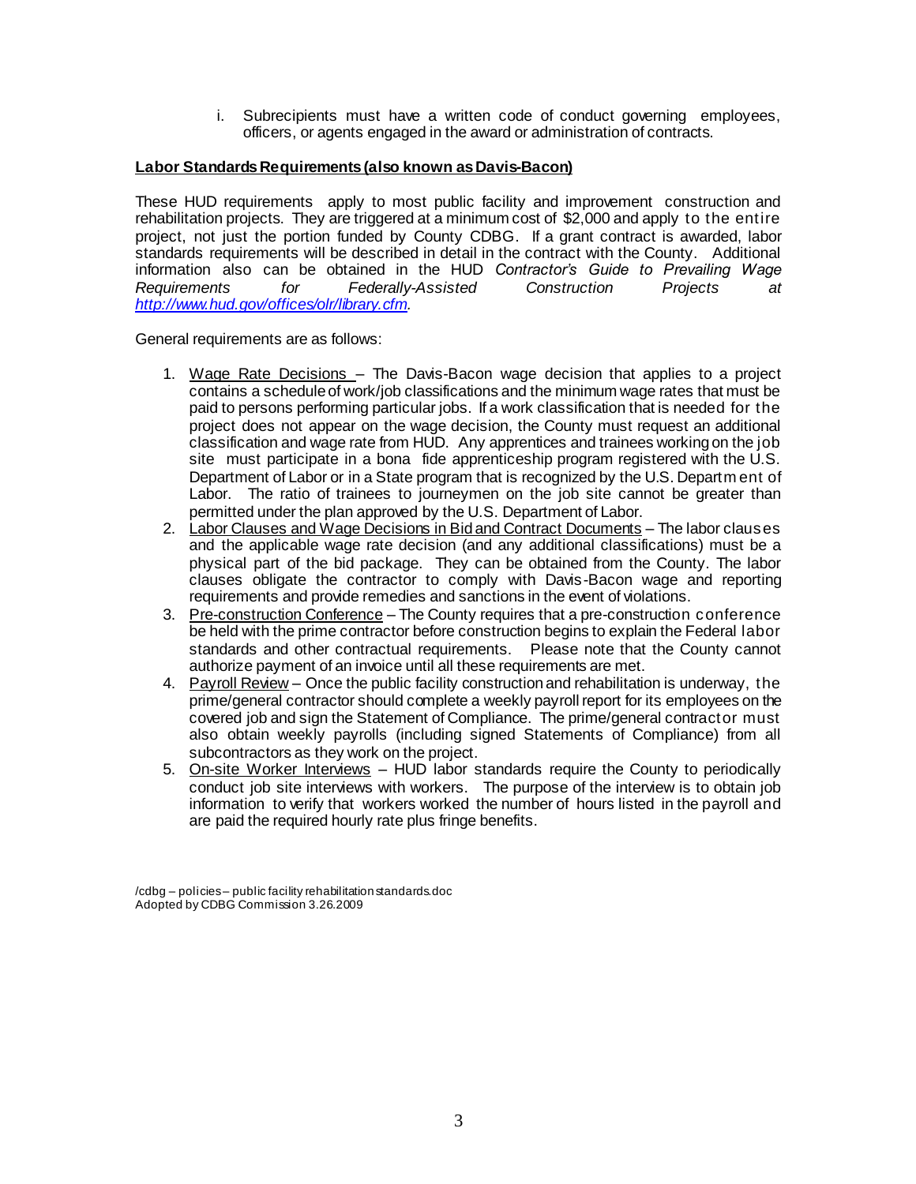i. Subrecipients must have a written code of conduct governing employees, officers, or agents engaged in the award or administration of contracts.

**Labor Standards Requirements (also known as Davis-Bacon)**

These HUD requirements apply to most public facility and improvement construction and rehabilitation projects. They are triggered at a minimum cost of $2,000 and apply to the entire project, not just the portion funded by County CDBG. If a grant contract is awarded, labor standards requirements will be described in detail in the contract with the County. Additional information also can be obtained in the HUD *Contractor's Guide to Prevailing Wage Requirements for Federally-Assisted Construction Projects* at *http://www.hud.gov/offices/olr/library.cfm*.

General requirements are as follows:

1. Wage Rate Decisions – The Davis-Bacon wage decision that applies to a project contains a schedule of work/job classifications and the minimum wage rates that must be paid to persons performing particular jobs. If a work classification that is needed for the project does not appear on the wage decision, the County must request an additional classification and wage rate from HUD. Any apprentices and trainees working on the job site must participate in a bona fide apprenticeship program registered with the U.S. Department of Labor or in a State program that is recognized by the U.S. Department of Labor. The ratio of trainees to journeymen on the job site cannot be greater than permitted under the plan approved by the U.S. Department of Labor.
2. Labor Clauses and Wage Decisions in Bid and Contract Documents – The labor clauses and the applicable wage rate decision (and any additional classifications) must be a physical part of the bid package. They can be obtained from the County. The labor clauses obligate the contractor to comply with Davis-Bacon wage and reporting requirements and provide remedies and sanctions in the event of violations.
3. Pre-construction Conference – The County requires that a pre-construction conference be held with the prime contractor before construction begins to explain the Federal labor standards and other contractual requirements. Please note that the County cannot authorize payment of an invoice until all these requirements are met.
4. Payroll Review – Once the public facility construction and rehabilitation is underway, the prime/general contractor should complete a weekly payroll report for its employees on the covered job and sign the Statement of Compliance. The prime/general contractor must also obtain weekly payrolls (including signed Statements of Compliance) from all subcontractors as they work on the project.
5. On-site Worker Interviews – HUD labor standards require the County to periodically conduct job site interviews with workers. The purpose of the interview is to obtain job information to verify that workers worked the number of hours listed in the payroll and are paid the required hourly rate plus fringe benefits.

/cdbg – policies – public facility rehabilitation standards.doc
Adopted by CDBG Commission 3.26.2009